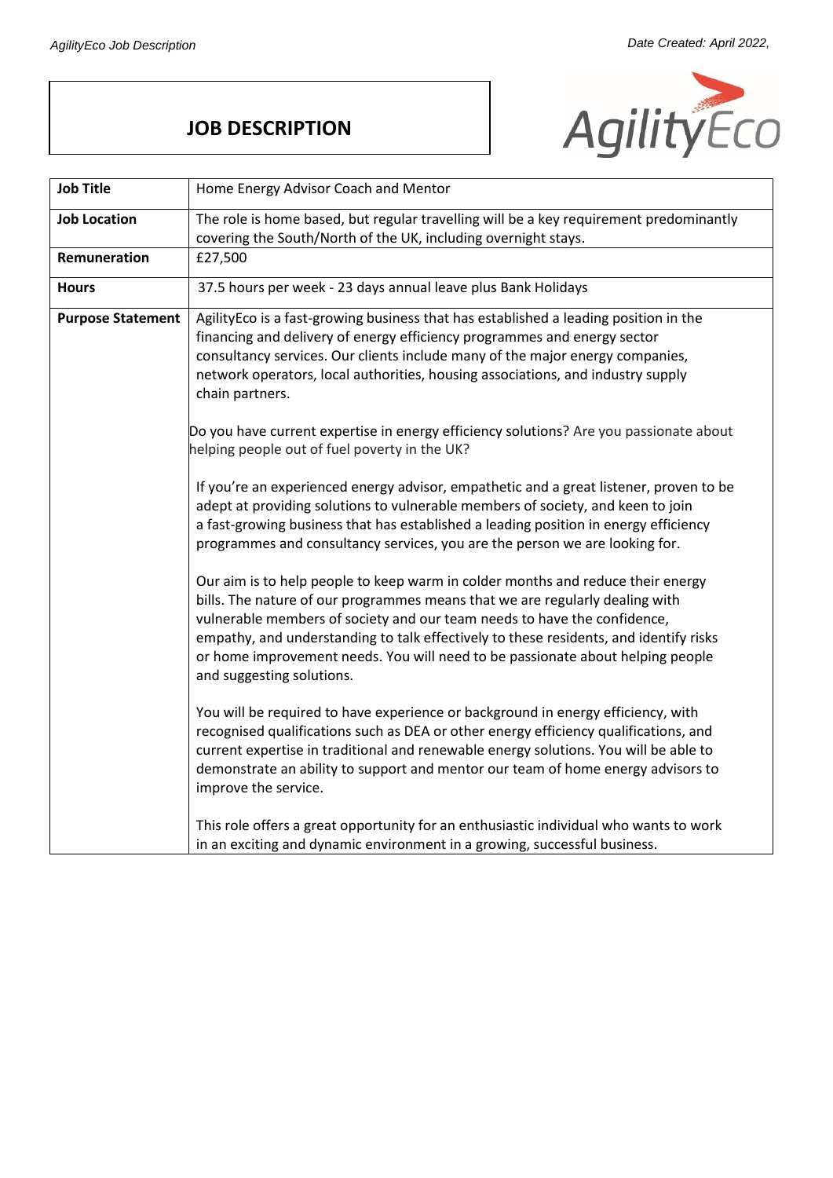# JOB DESCRIPTION

| Job Title | Home Energy Advisor Coach and Mentor |
| --- | --- |
| **Job Location** | The role is home based, but regular travelling will be a key requirement predominantly covering the South/North of the UK, including overnight stays. |
| **Remuneration** | £27,500 |
| **Hours** | 37.5 hours per week - 23 days annual leave plus Bank Holidays |
| **Purpose Statement** | AgilityEco is a fast-growing business that has established a leading position in the financing and delivery of energy efficiency programmes and energy sector consultancy services. Our clients include many of the major energy companies, network operators, local authorities, housing associations, and industry supply chain partners.<br><br>Do you have current expertise in energy efficiency solutions? Are you passionate about helping people out of fuel poverty in the UK?<br><br>If you're an experienced energy advisor, empathetic and a great listener, proven to be adept at providing solutions to vulnerable members of society, and keen to join a fast-growing business that has established a leading position in energy efficiency programmes and consultancy services, you are the person we are looking for.<br><br>Our aim is to help people to keep warm in colder months and reduce their energy bills. The nature of our programmes means that we are regularly dealing with vulnerable members of society and our team needs to have the confidence, empathy, and understanding to talk effectively to these residents, and identify risks or home improvement needs. You will need to be passionate about helping people and suggesting solutions.<br><br>You will be required to have experience or background in energy efficiency, with recognised qualifications such as DEA or other energy efficiency qualifications, and current expertise in traditional and renewable energy solutions. You will be able to demonstrate an ability to support and mentor our team of home energy advisors to improve the service.<br><br>This role offers a great opportunity for an enthusiastic individual who wants to work in an exciting and dynamic environment in a growing, successful business. |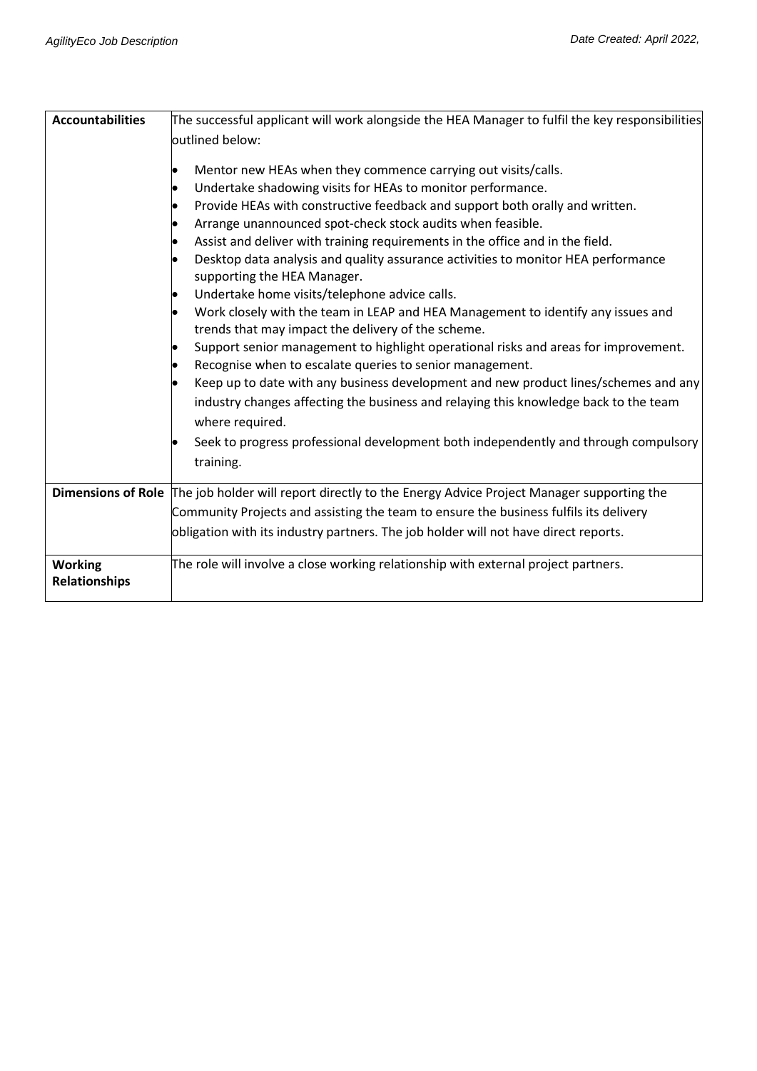| **Accountabilities** | The successful applicant will work alongside the HEA Manager to fulfil the key responsibilities outlined below:<br><br>• Mentor new HEAs when they commence carrying out visits/calls.<br>• Undertake shadowing visits for HEAs to monitor performance.<br>• Provide HEAs with constructive feedback and support both orally and written.<br>• Arrange unannounced spot-check stock audits when feasible.<br>• Assist and deliver with training requirements in the office and in the field.<br>• Desktop data analysis and quality assurance activities to monitor HEA performance supporting the HEA Manager.<br>• Undertake home visits/telephone advice calls.<br>• Work closely with the team in LEAP and HEA Management to identify any issues and trends that may impact the delivery of the scheme.<br>• Support senior management to highlight operational risks and areas for improvement.<br>• Recognise when to escalate queries to senior management.<br>• Keep up to date with any business development and new product lines/schemes and any industry changes affecting the business and relaying this knowledge back to the team where required.<br>• Seek to progress professional development both independently and through compulsory training. |
|---|---|
| **Dimensions of Role** | The job holder will report directly to the Energy Advice Project Manager supporting the Community Projects and assisting the team to ensure the business fulfils its delivery obligation with its industry partners. The job holder will not have direct reports. |
| **Working Relationships** | The role will involve a close working relationship with external project partners. |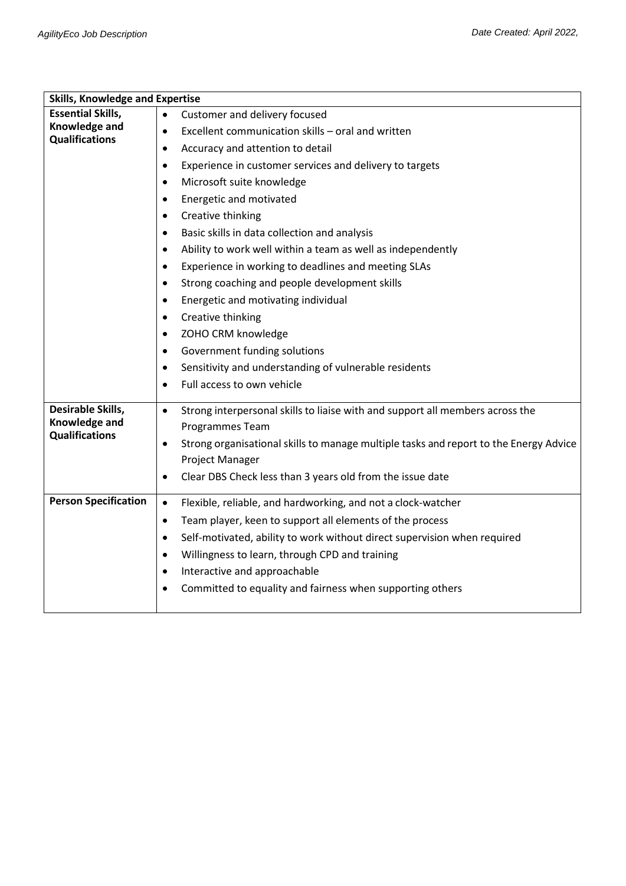| Skills, Knowledge and Expertise | |
|---|---|
| **Essential Skills, Knowledge and Qualifications** | • Customer and delivery focused<br>• Excellent communication skills – oral and written<br>• Accuracy and attention to detail<br>• Experience in customer services and delivery to targets<br>• Microsoft suite knowledge<br>• Energetic and motivated<br>• Creative thinking<br>• Basic skills in data collection and analysis<br>• Ability to work well within a team as well as independently<br>• Experience in working to deadlines and meeting SLAs<br>• Strong coaching and people development skills<br>• Energetic and motivating individual<br>• Creative thinking<br>• ZOHO CRM knowledge<br>• Government funding solutions<br>• Sensitivity and understanding of vulnerable residents<br>• Full access to own vehicle |
| **Desirable Skills, Knowledge and Qualifications** | • Strong interpersonal skills to liaise with and support all members across the Programmes Team<br>• Strong organisational skills to manage multiple tasks and report to the Energy Advice Project Manager<br>• Clear DBS Check less than 3 years old from the issue date |
| **Person Specification** | • Flexible, reliable, and hardworking, and not a clock-watcher<br>• Team player, keen to support all elements of the process<br>• Self-motivated, ability to work without direct supervision when required<br>• Willingness to learn, through CPD and training<br>• Interactive and approachable<br>• Committed to equality and fairness when supporting others |